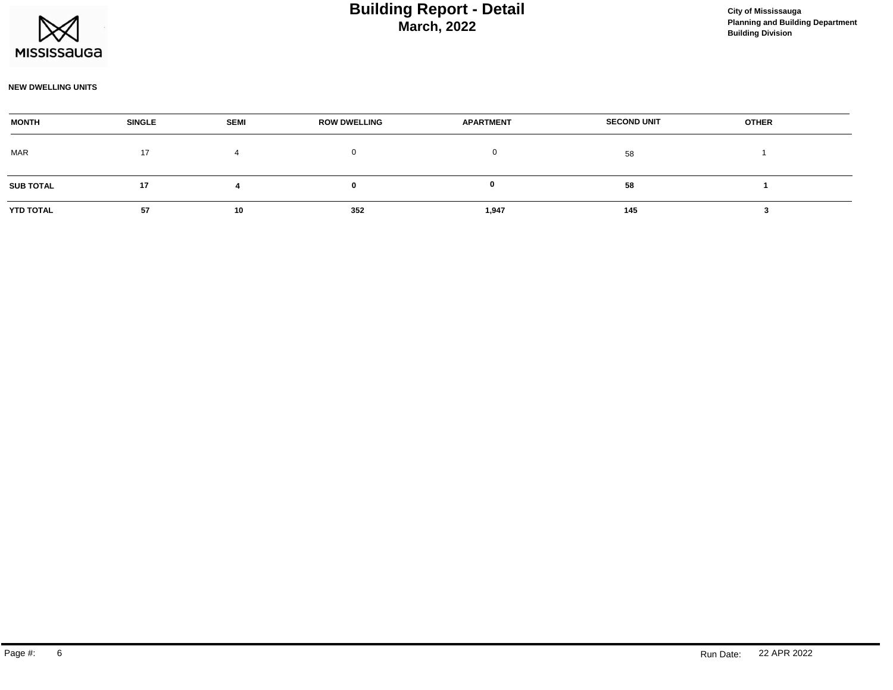# Building Report - Detail

## March, 2022

City of Mississauga
Planning and Building Department
Building Division

**NEW DWELLING UNITS**

| MONTH | SINGLE | SEMI | ROW DWELLING | APARTMENT | SECOND UNIT | OTHER |
|---|---|---|---|---|---|---|
| MAR | 17 | 4 | 0 | 0 | 58 | 1 |
| **SUB TOTAL** | **17** | **4** | **0** | **0** | **58** | **1** |
| **YTD TOTAL** | **57** | **10** | **352** | **1,947** | **145** | **3** |

Run Date: 22 APR 2022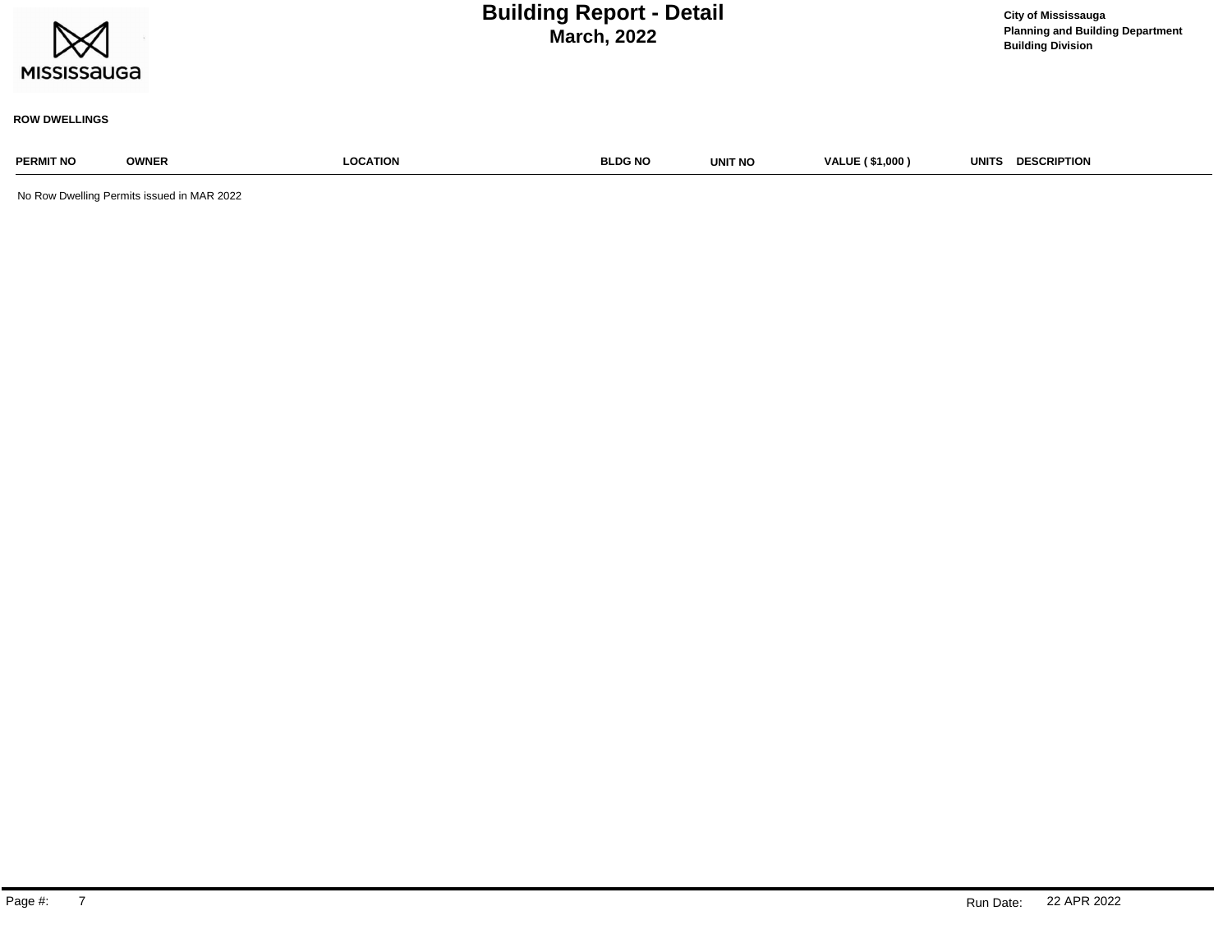# Building Report - Detail

**March, 2022**

**City of Mississauga**
**Planning and Building Department**
**Building Division**

**ROW DWELLINGS**

| PERMIT NO | OWNER | LOCATION | BLDG NO | UNIT NO | VALUE ( $1,000 ) | UNITS | DESCRIPTION |
|---|---|---|---|---|---|---|---|

No Row Dwelling Permits issued in MAR 2022

Run Date: 22 APR 2022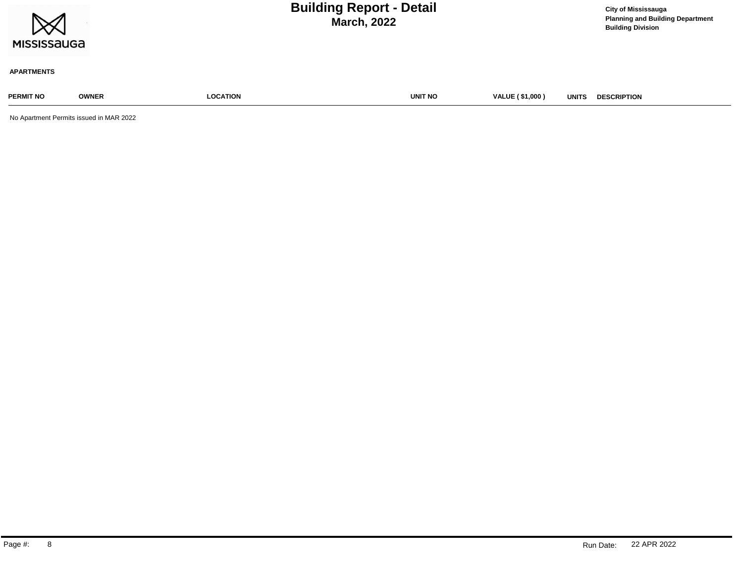# Building Report - Detail
## March, 2022

**City of Mississauga**
**Planning and Building Department**
**Building Division**

**APARTMENTS**

| PERMIT NO | OWNER | LOCATION | UNIT NO | VALUE ( $1,000 ) | UNITS | DESCRIPTION |
|---|---|---|---|---|---|---|

No Apartment Permits issued in MAR 2022

Run Date: 22 APR 2022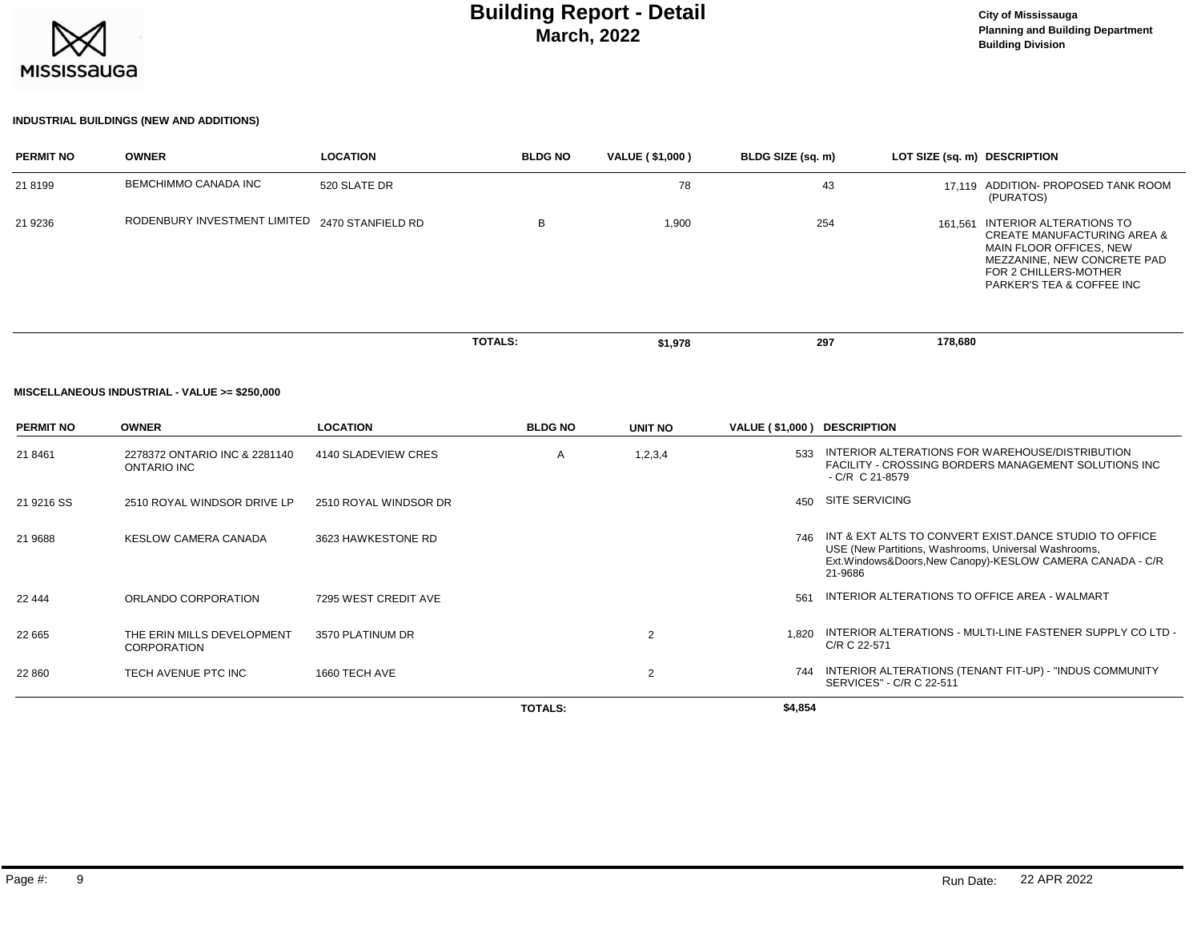# Building Report - Detail
## March, 2022

City of Mississauga
Planning and Building Department
Building Division

### INDUSTRIAL BUILDINGS (NEW AND ADDITIONS)

| PERMIT NO | OWNER | LOCATION | BLDG NO | VALUE ( $1,000 ) | BLDG SIZE (sq. m) | LOT SIZE (sq. m) | DESCRIPTION |
|---|---|---|---|---|---|---|---|
| 21 8199 | BEMCHIMMO CANADA INC | 520 SLATE DR | | 78 | 43 | 17,119 | ADDITION- PROPOSED TANK ROOM (PURATOS) |
| 21 9236 | RODENBURY INVESTMENT LIMITED | 2470 STANFIELD RD | B | 1,900 | 254 | 161,561 | INTERIOR ALTERATIONS TO CREATE MANUFACTURING AREA & MAIN FLOOR OFFICES, NEW MEZZANINE, NEW CONCRETE PAD FOR 2 CHILLERS-MOTHER PARKER'S TEA & COFFEE INC |
| | | | TOTALS: | $1,978 | 297 | 178,680 | |

### MISCELLANEOUS INDUSTRIAL - VALUE >= $250,000

| PERMIT NO | OWNER | LOCATION | BLDG NO | UNIT NO | VALUE ( $1,000 ) | DESCRIPTION |
|---|---|---|---|---|---|---|
| 21 8461 | 2278372 ONTARIO INC & 2281140 ONTARIO INC | 4140 SLADEVIEW CRES | A | 1,2,3,4 | 533 | INTERIOR ALTERATIONS FOR WAREHOUSE/DISTRIBUTION FACILITY - CROSSING BORDERS MANAGEMENT SOLUTIONS INC - C/R C 21-8579 |
| 21 9216 SS | 2510 ROYAL WINDSOR DRIVE LP | 2510 ROYAL WINDSOR DR | | | 450 | SITE SERVICING |
| 21 9688 | KESLOW CAMERA CANADA | 3623 HAWKESTONE RD | | | 746 | INT & EXT ALTS TO CONVERT EXIST.DANCE STUDIO TO OFFICE USE (New Partitions, Washrooms, Universal Washrooms, Ext.Windows&Doors,New Canopy)-KESLOW CAMERA CANADA - C/R 21-9686 |
| 22 444 | ORLANDO CORPORATION | 7295 WEST CREDIT AVE | | | 561 | INTERIOR ALTERATIONS TO OFFICE AREA - WALMART |
| 22 665 | THE ERIN MILLS DEVELOPMENT CORPORATION | 3570 PLATINUM DR | | 2 | 1,820 | INTERIOR ALTERATIONS - MULTI-LINE FASTENER SUPPLY CO LTD - C/R C 22-571 |
| 22 860 | TECH AVENUE PTC INC | 1660 TECH AVE | | 2 | 744 | INTERIOR ALTERATIONS (TENANT FIT-UP) - "INDUS COMMUNITY SERVICES" - C/R C 22-511 |
| | | | TOTALS: | | $4,854 | |

Run Date: 22 APR 2022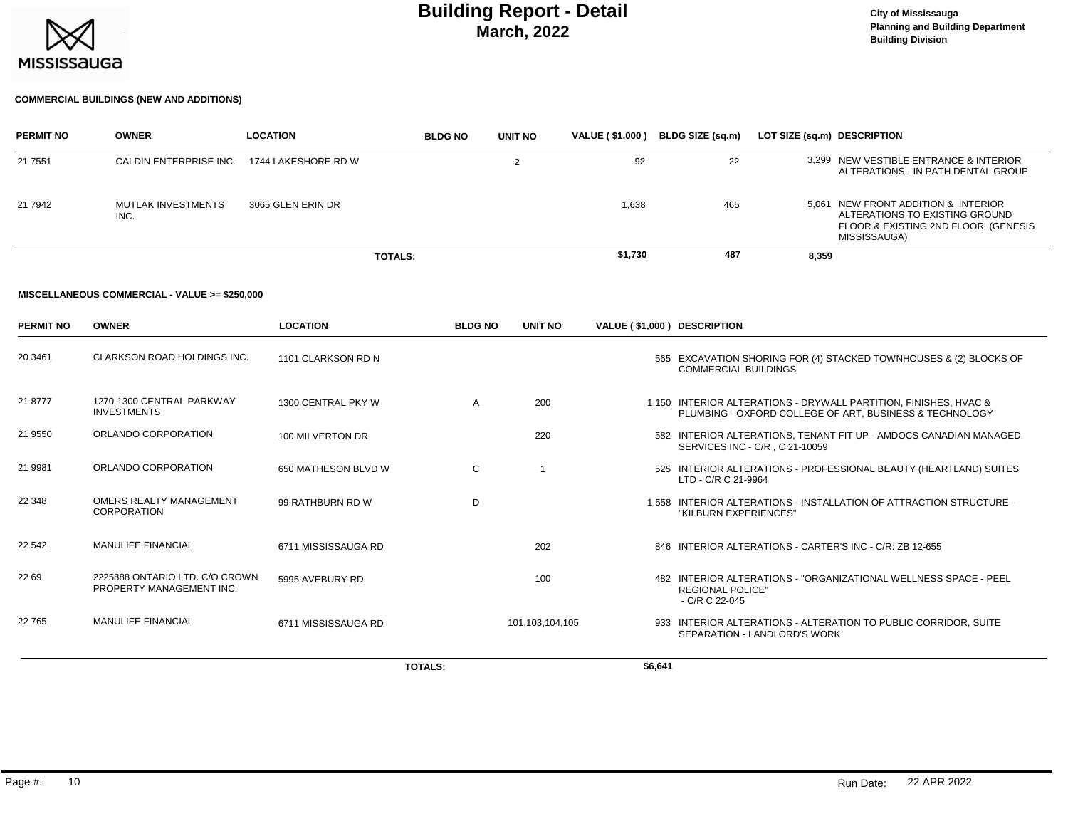# Building Report - Detail
## March, 2022

City of Mississauga
Planning and Building Department
Building Division

### COMMERCIAL BUILDINGS (NEW AND ADDITIONS)

| PERMIT NO | OWNER | LOCATION | BLDG NO | UNIT NO | VALUE ( $1,000 ) | BLDG SIZE (sq.m) | LOT SIZE (sq.m) | DESCRIPTION |
|---|---|---|---|---|---|---|---|---|
| 21 7551 | CALDIN ENTERPRISE INC. | 1744 LAKESHORE RD W | | 2 | 92 | 22 | 3,299 | NEW VESTIBLE ENTRANCE & INTERIOR ALTERATIONS - IN PATH DENTAL GROUP |
| 21 7942 | MUTLAK INVESTMENTS INC. | 3065 GLEN ERIN DR | | | 1,638 | 465 | 5,061 | NEW FRONT ADDITION & INTERIOR ALTERATIONS TO EXISTING GROUND FLOOR & EXISTING 2ND FLOOR (GENESIS MISSISSAUGA) |
| | | | **TOTALS:** | | **$1,730** | **487** | **8,359** | |

### MISCELLANEOUS COMMERCIAL - VALUE >= $250,000

| PERMIT NO | OWNER | LOCATION | BLDG NO | UNIT NO | VALUE ( $1,000 ) | DESCRIPTION |
|---|---|---|---|---|---|---|
| 20 3461 | CLARKSON ROAD HOLDINGS INC. | 1101 CLARKSON RD N | | | 565 | EXCAVATION SHORING FOR (4) STACKED TOWNHOUSES & (2) BLOCKS OF COMMERCIAL BUILDINGS |
| 21 8777 | 1270-1300 CENTRAL PARKWAY INVESTMENTS | 1300 CENTRAL PKY W | A | 200 | 1,150 | INTERIOR ALTERATIONS - DRYWALL PARTITION, FINISHES, HVAC & PLUMBING - OXFORD COLLEGE OF ART, BUSINESS & TECHNOLOGY |
| 21 9550 | ORLANDO CORPORATION | 100 MILVERTON DR | | 220 | 582 | INTERIOR ALTERATIONS, TENANT FIT UP - AMDOCS CANADIAN MANAGED SERVICES INC - C/R , C 21-10059 |
| 21 9981 | ORLANDO CORPORATION | 650 MATHESON BLVD W | C | 1 | 525 | INTERIOR ALTERATIONS - PROFESSIONAL BEAUTY (HEARTLAND) SUITES LTD - C/R C 21-9964 |
| 22 348 | OMERS REALTY MANAGEMENT CORPORATION | 99 RATHBURN RD W | D | | 1,558 | INTERIOR ALTERATIONS - INSTALLATION OF ATTRACTION STRUCTURE - "KILBURN EXPERIENCES" |
| 22 542 | MANULIFE FINANCIAL | 6711 MISSISSAUGA RD | | 202 | 846 | INTERIOR ALTERATIONS - CARTER'S INC - C/R: ZB 12-655 |
| 22 69 | 2225888 ONTARIO LTD. C/O CROWN PROPERTY MANAGEMENT INC. | 5995 AVEBURY RD | | 100 | 482 | INTERIOR ALTERATIONS - "ORGANIZATIONAL WELLNESS SPACE - PEEL REGIONAL POLICE" - C/R C 22-045 |
| 22 765 | MANULIFE FINANCIAL | 6711 MISSISSAUGA RD | | 101,103,104,105 | 933 | INTERIOR ALTERATIONS - ALTERATION TO PUBLIC CORRIDOR, SUITE SEPARATION - LANDLORD'S WORK |
| | | | **TOTALS:** | | **$6,641** | |

Run Date: 22 APR 2022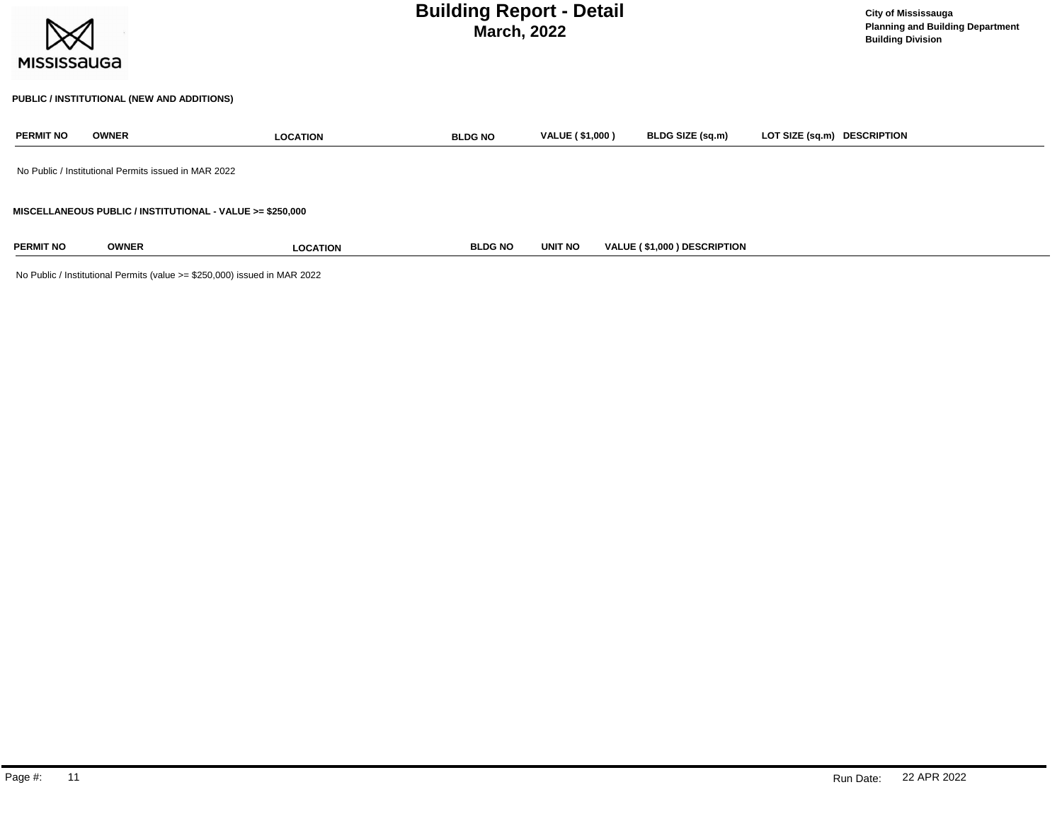# Building Report - Detail
## March, 2022

City of Mississauga
Planning and Building Department
Building Division

### PUBLIC / INSTITUTIONAL (NEW AND ADDITIONS)

| PERMIT NO | OWNER | LOCATION | BLDG NO | VALUE ( $1,000 ) | BLDG SIZE (sq.m) | LOT SIZE (sq.m) | DESCRIPTION |
|---|---|---|---|---|---|---|---|

No Public / Institutional Permits issued in MAR 2022

### MISCELLANEOUS PUBLIC / INSTITUTIONAL - VALUE >= $250,000

| PERMIT NO | OWNER | LOCATION | BLDG NO | UNIT NO | VALUE ( $1,000 ) | DESCRIPTION |
|---|---|---|---|---|---|---|

No Public / Institutional Permits (value >= $250,000) issued in MAR 2022

Run Date: 22 APR 2022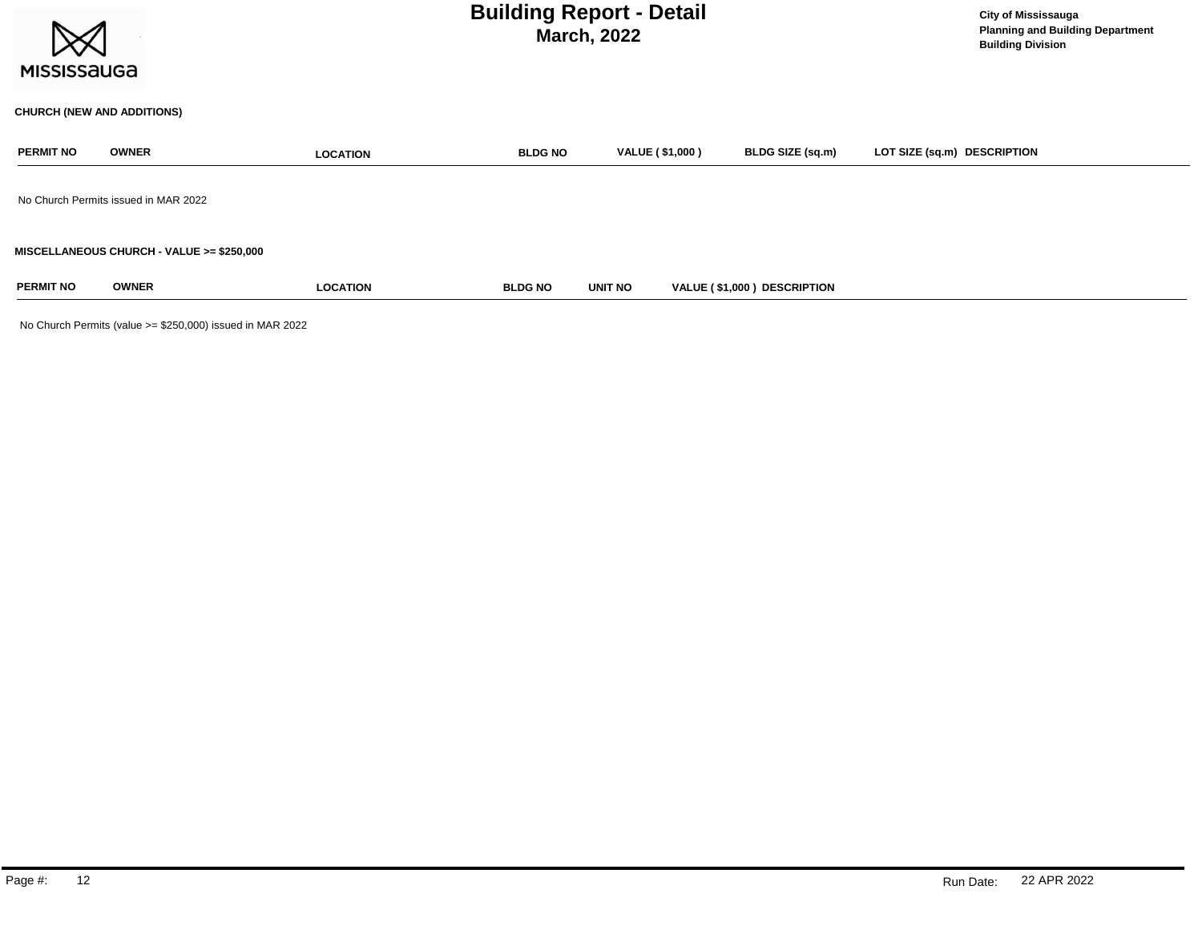# Building Report - Detail
## March, 2022

City of Mississauga
Planning and Building Department
Building Division

### CHURCH (NEW AND ADDITIONS)

| PERMIT NO | OWNER | LOCATION | BLDG NO | VALUE ( $1,000 ) | BLDG SIZE (sq.m) | LOT SIZE (sq.m) | DESCRIPTION |
|---|---|---|---|---|---|---|---|

No Church Permits issued in MAR 2022

### MISCELLANEOUS CHURCH - VALUE >= $250,000

| PERMIT NO | OWNER | LOCATION | BLDG NO | UNIT NO | VALUE ( $1,000 ) | DESCRIPTION |
|---|---|---|---|---|---|---|

No Church Permits (value >= $250,000) issued in MAR 2022

Run Date: 22 APR 2022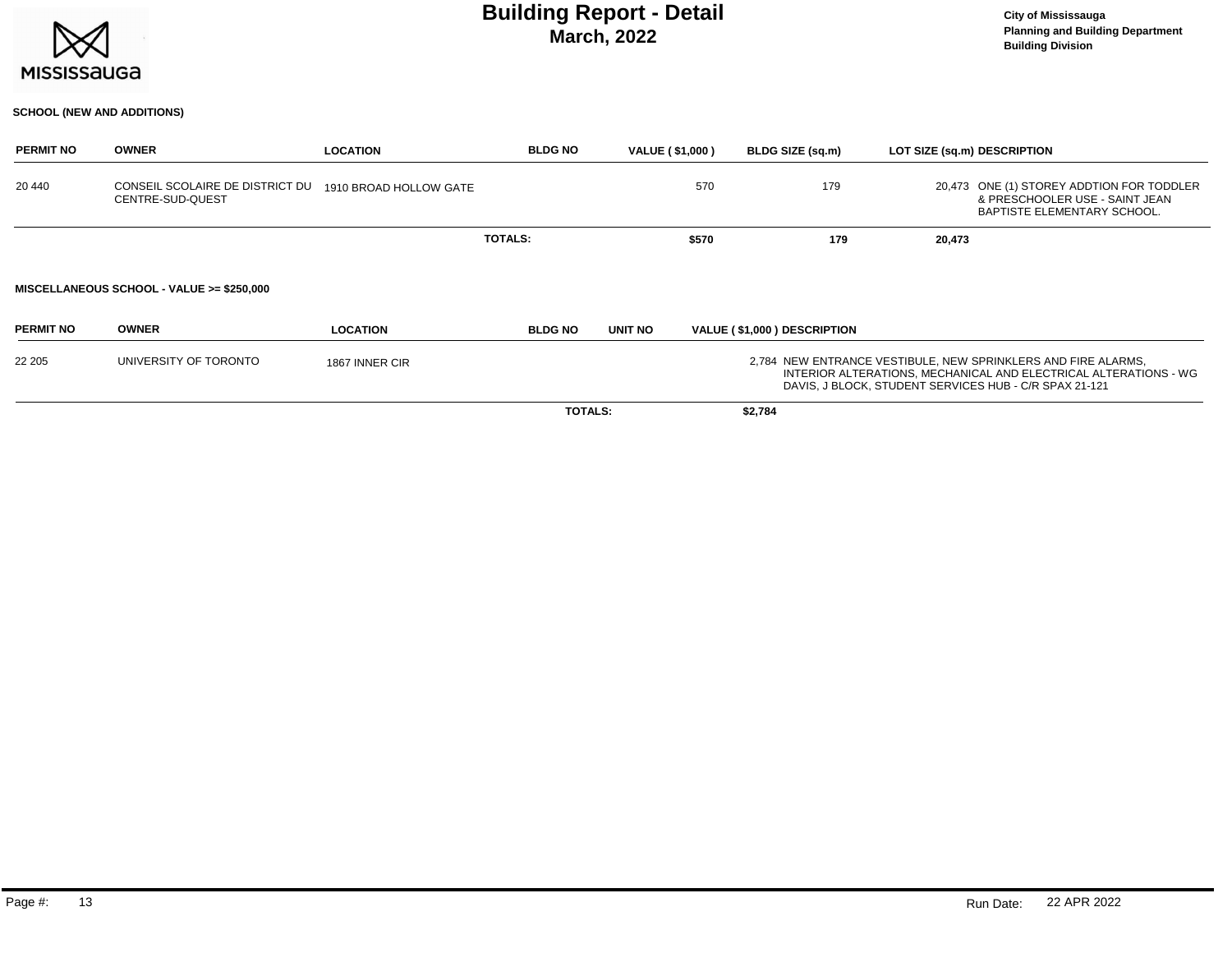# Building Report - Detail
## March, 2022

City of Mississauga
Planning and Building Department
Building Division

### SCHOOL (NEW AND ADDITIONS)

| PERMIT NO | OWNER | LOCATION | BLDG NO | VALUE ( $1,000 ) | BLDG SIZE (sq.m) | LOT SIZE (sq.m) | DESCRIPTION |
|---|---|---|---|---|---|---|---|
| 20 440 | CONSEIL SCOLAIRE DE DISTRICT DU CENTRE-SUD-QUEST | 1910 BROAD HOLLOW GATE | | 570 | 179 | 20,473 | ONE (1) STOREY ADDTION FOR TODDLER & PRESCHOOLER USE - SAINT JEAN BAPTISTE ELEMENTARY SCHOOL. |
| | | | TOTALS: | $570 | 179 | 20,473 | |

### MISCELLANEOUS SCHOOL - VALUE >= $250,000

| PERMIT NO | OWNER | LOCATION | BLDG NO | UNIT NO | VALUE ( $1,000 ) | DESCRIPTION |
|---|---|---|---|---|---|---|
| 22 205 | UNIVERSITY OF TORONTO | 1867 INNER CIR | | | 2,784 | NEW ENTRANCE VESTIBULE, NEW SPRINKLERS AND FIRE ALARMS, INTERIOR ALTERATIONS, MECHANICAL AND ELECTRICAL ALTERATIONS - WG DAVIS, J BLOCK, STUDENT SERVICES HUB - C/R SPAX 21-121 |
| | | | | TOTALS: | $2,784 | |

Run Date: 22 APR 2022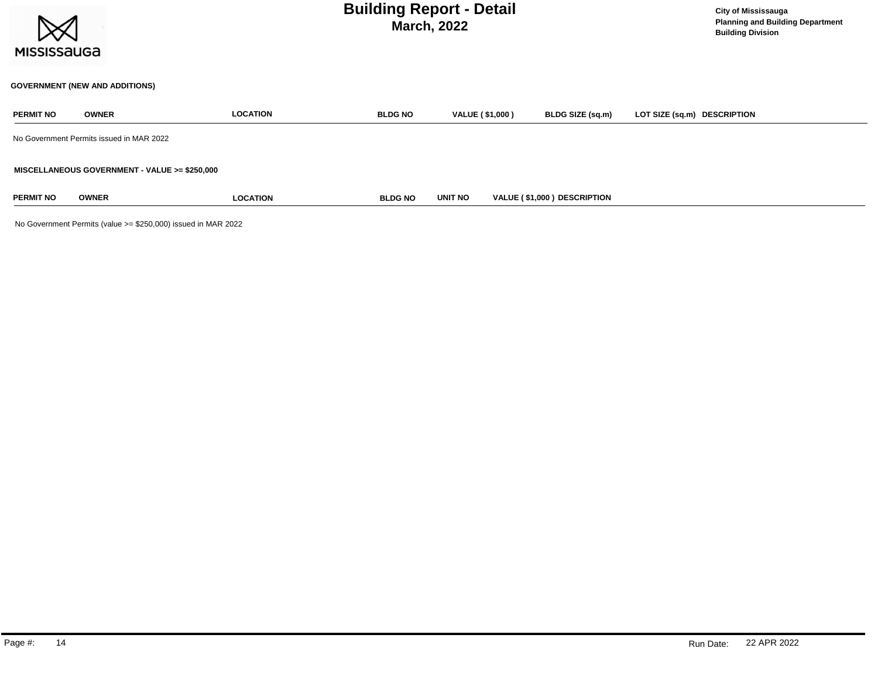# Building Report - Detail

## March, 2022

City of Mississauga
Planning and Building Department
Building Division

### GOVERNMENT (NEW AND ADDITIONS)

| PERMIT NO | OWNER | LOCATION | BLDG NO | VALUE ( $1,000 ) | BLDG SIZE (sq.m) | LOT SIZE (sq.m) | DESCRIPTION |
|---|---|---|---|---|---|---|---|

No Government Permits issued in MAR 2022

### MISCELLANEOUS GOVERNMENT - VALUE >= $250,000

| PERMIT NO | OWNER | LOCATION | BLDG NO | UNIT NO | VALUE ( $1,000 ) | DESCRIPTION |
|---|---|---|---|---|---|---|

No Government Permits (value >= $250,000) issued in MAR 2022

Run Date: 22 APR 2022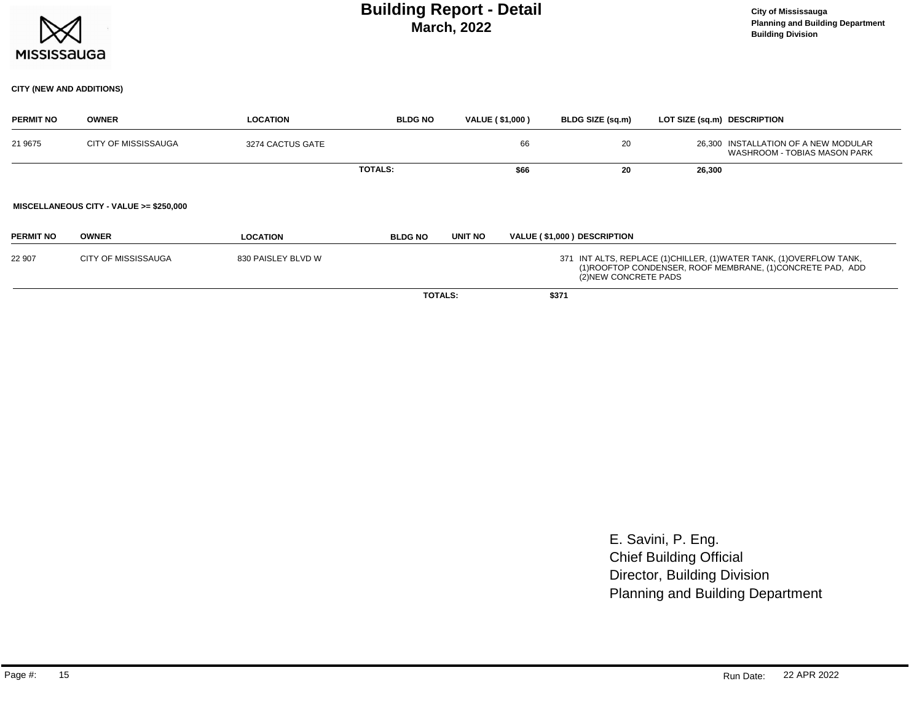# Building Report - Detail
## March, 2022

City of Mississauga
Planning and Building Department
Building Division

**CITY (NEW AND ADDITIONS)**

| PERMIT NO | OWNER | LOCATION | BLDG NO | VALUE ( $1,000 ) | BLDG SIZE (sq.m) | LOT SIZE (sq.m) | DESCRIPTION |
|---|---|---|---|---|---|---|---|
| 21 9675 | CITY OF MISSISSAUGA | 3274 CACTUS GATE | | 66 | 20 | 26,300 | INSTALLATION OF A NEW MODULAR WASHROOM - TOBIAS MASON PARK |
| | | | **TOTALS:** | **$66** | **20** | **26,300** | |

**MISCELLANEOUS CITY - VALUE >= $250,000**

| PERMIT NO | OWNER | LOCATION | BLDG NO | UNIT NO | VALUE ( $1,000 ) | DESCRIPTION |
|---|---|---|---|---|---|---|
| 22 907 | CITY OF MISSISSAUGA | 830 PAISLEY BLVD W | | | 371 | INT ALTS, REPLACE (1)CHILLER, (1)WATER TANK, (1)OVERFLOW TANK, (1)ROOFTOP CONDENSER, ROOF MEMBRANE, (1)CONCRETE PAD, ADD (2)NEW CONCRETE PADS |
| | | | | **TOTALS:** | **$371** | |

E. Savini, P. Eng.
Chief Building Official
Director, Building Division
Planning and Building Department

Run Date: 22 APR 2022